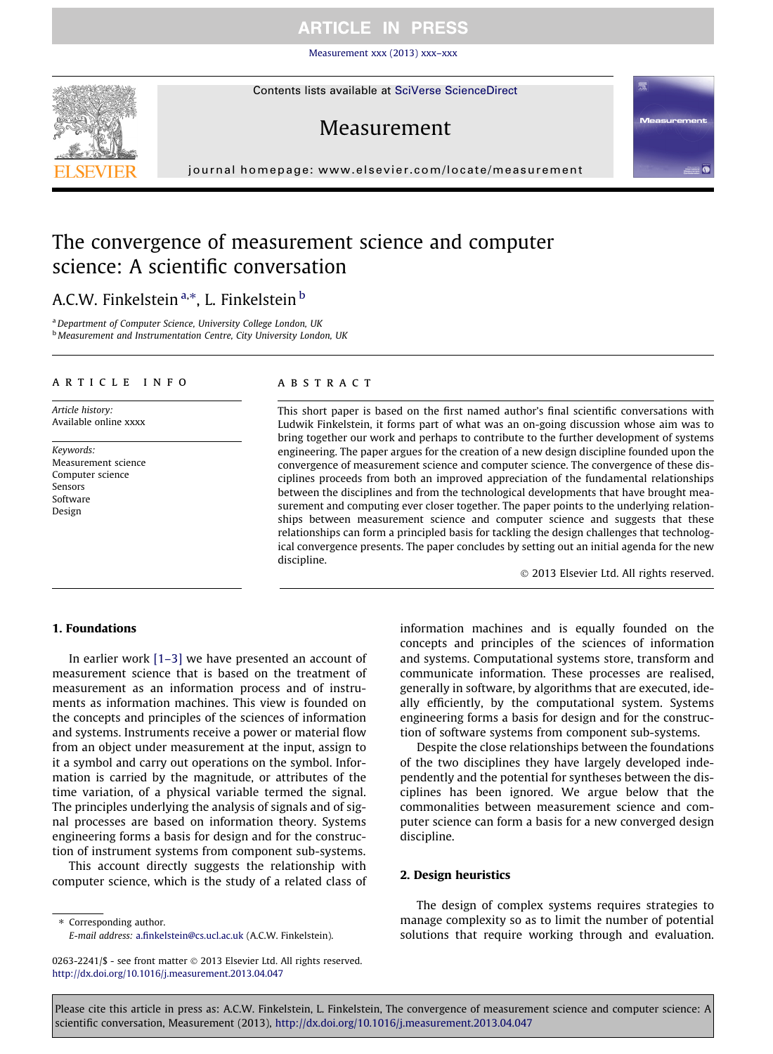# The convergence of measurement science and computer science: A scientific conversation

A.C.W. Finkelstein [a,*], L. Finkelstein [b]

[a] Department of Computer Science, University College London, UK
[b] Measurement and Instrumentation Centre, City University London, UK

## ARTICLE INFO

*Article history:*
Available online xxxx

*Keywords:*
Measurement science
Computer science
Sensors
Software
Design

## ABSTRACT

This short paper is based on the first named author's final scientific conversations with Ludwik Finkelstein, it forms part of what was an on-going discussion whose aim was to bring together our work and perhaps to contribute to the further development of systems engineering. The paper argues for the creation of a new design discipline founded upon the convergence of measurement science and computer science. The convergence of these disciplines proceeds from both an improved appreciation of the fundamental relationships between the disciplines and from the technological developments that have brought measurement and computing ever closer together. The paper points to the underlying relationships between measurement science and computer science and suggests that these relationships can form a principled basis for tackling the design challenges that technological convergence presents. The paper concludes by setting out an initial agenda for the new discipline.

© 2013 Elsevier Ltd. All rights reserved.

## 1. Foundations

In earlier work [1–3] we have presented an account of measurement science that is based on the treatment of measurement as an information process and of instruments as information machines. This view is founded on the concepts and principles of the sciences of information and systems. Instruments receive a power or material flow from an object under measurement at the input, assign to it a symbol and carry out operations on the symbol. Information is carried by the magnitude, or attributes of the time variation, of a physical variable termed the signal. The principles underlying the analysis of signals and of signal processes are based on information theory. Systems engineering forms a basis for design and for the construction of instrument systems from component sub-systems.

This account directly suggests the relationship with computer science, which is the study of a related class of information machines and is equally founded on the concepts and principles of the sciences of information and systems. Computational systems store, transform and communicate information. These processes are realised, generally in software, by algorithms that are executed, ideally efficiently, by the computational system. Systems engineering forms a basis for design and for the construction of software systems from component sub-systems.

Despite the close relationships between the foundations of the two disciplines they have largely developed independently and the potential for syntheses between the disciplines has been ignored. We argue below that the commonalities between measurement science and computer science can form a basis for a new converged design discipline.

## 2. Design heuristics

The design of complex systems requires strategies to manage complexity so as to limit the number of potential solutions that require working through and evaluation.

\* Corresponding author.
*E-mail address:* a.finkelstein@cs.ucl.ac.uk (A.C.W. Finkelstein).

0263-2241/$ - see front matter © 2013 Elsevier Ltd. All rights reserved.
http://dx.doi.org/10.1016/j.measurement.2013.04.047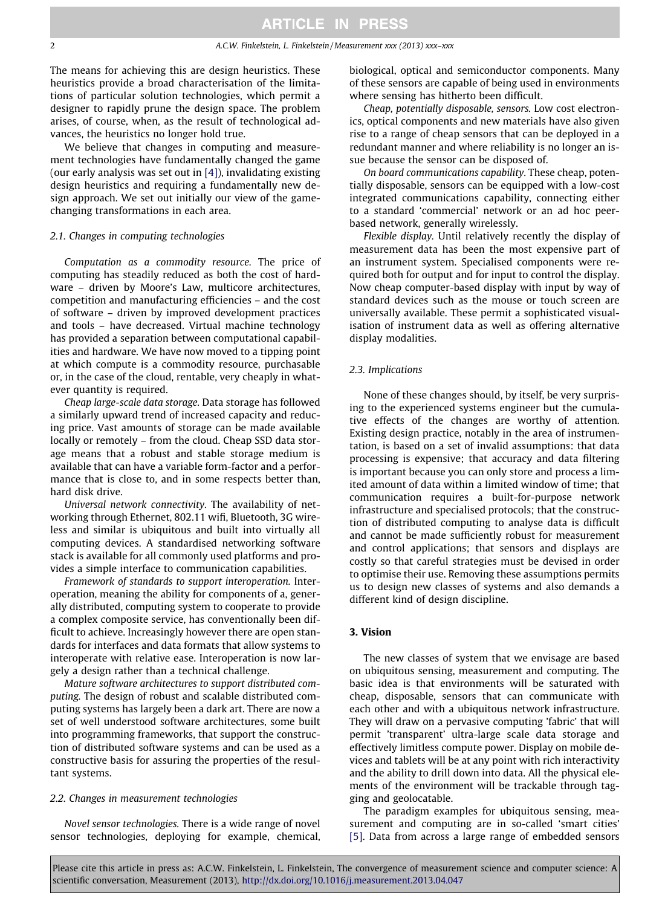The means for achieving this are design heuristics. These heuristics provide a broad characterisation of the limitations of particular solution technologies, which permit a designer to rapidly prune the design space. The problem arises, of course, when, as the result of technological advances, the heuristics no longer hold true.

We believe that changes in computing and measurement technologies have fundamentally changed the game (our early analysis was set out in [4]), invalidating existing design heuristics and requiring a fundamentally new design approach. We set out initially our view of the game-changing transformations in each area.

### 2.1. Changes in computing technologies

*Computation as a commodity resource.* The price of computing has steadily reduced as both the cost of hardware – driven by Moore's Law, multicore architectures, competition and manufacturing efficiencies – and the cost of software – driven by improved development practices and tools – have decreased. Virtual machine technology has provided a separation between computational capabilities and hardware. We have now moved to a tipping point at which compute is a commodity resource, purchasable or, in the case of the cloud, rentable, very cheaply in whatever quantity is required.

*Cheap large-scale data storage.* Data storage has followed a similarly upward trend of increased capacity and reducing price. Vast amounts of storage can be made available locally or remotely – from the cloud. Cheap SSD data storage means that a robust and stable storage medium is available that can have a variable form-factor and a performance that is close to, and in some respects better than, hard disk drive.

*Universal network connectivity.* The availability of networking through Ethernet, 802.11 wifi, Bluetooth, 3G wireless and similar is ubiquitous and built into virtually all computing devices. A standardised networking software stack is available for all commonly used platforms and provides a simple interface to communication capabilities.

*Framework of standards to support interoperation.* Interoperation, meaning the ability for components of a, generally distributed, computing system to cooperate to provide a complex composite service, has conventionally been difficult to achieve. Increasingly however there are open standards for interfaces and data formats that allow systems to interoperate with relative ease. Interoperation is now largely a design rather than a technical challenge.

*Mature software architectures to support distributed computing.* The design of robust and scalable distributed computing systems has largely been a dark art. There are now a set of well understood software architectures, some built into programming frameworks, that support the construction of distributed software systems and can be used as a constructive basis for assuring the properties of the resultant systems.

### 2.2. Changes in measurement technologies

*Novel sensor technologies.* There is a wide range of novel sensor technologies, deploying for example, chemical, biological, optical and semiconductor components. Many of these sensors are capable of being used in environments where sensing has hitherto been difficult.

*Cheap, potentially disposable, sensors.* Low cost electronics, optical components and new materials have also given rise to a range of cheap sensors that can be deployed in a redundant manner and where reliability is no longer an issue because the sensor can be disposed of.

*On board communications capability.* These cheap, potentially disposable, sensors can be equipped with a low-cost integrated communications capability, connecting either to a standard 'commercial' network or an ad hoc peer-based network, generally wirelessly.

*Flexible display.* Until relatively recently the display of measurement data has been the most expensive part of an instrument system. Specialised components were required both for output and for input to control the display. Now cheap computer-based display with input by way of standard devices such as the mouse or touch screen are universally available. These permit a sophisticated visualisation of instrument data as well as offering alternative display modalities.

### 2.3. Implications

None of these changes should, by itself, be very surprising to the experienced systems engineer but the cumulative effects of the changes are worthy of attention. Existing design practice, notably in the area of instrumentation, is based on a set of invalid assumptions: that data processing is expensive; that accuracy and data filtering is important because you can only store and process a limited amount of data within a limited window of time; that communication requires a built-for-purpose network infrastructure and specialised protocols; that the construction of distributed computing to analyse data is difficult and cannot be made sufficiently robust for measurement and control applications; that sensors and displays are costly so that careful strategies must be devised in order to optimise their use. Removing these assumptions permits us to design new classes of systems and also demands a different kind of design discipline.

## 3. Vision

The new classes of system that we envisage are based on ubiquitous sensing, measurement and computing. The basic idea is that environments will be saturated with cheap, disposable, sensors that can communicate with each other and with a ubiquitous network infrastructure. They will draw on a pervasive computing 'fabric' that will permit 'transparent' ultra-large scale data storage and effectively limitless compute power. Display on mobile devices and tablets will be at any point with rich interactivity and the ability to drill down into data. All the physical elements of the environment will be trackable through tagging and geolocatable.

The paradigm examples for ubiquitous sensing, measurement and computing are in so-called 'smart cities' [5]. Data from across a large range of embedded sensors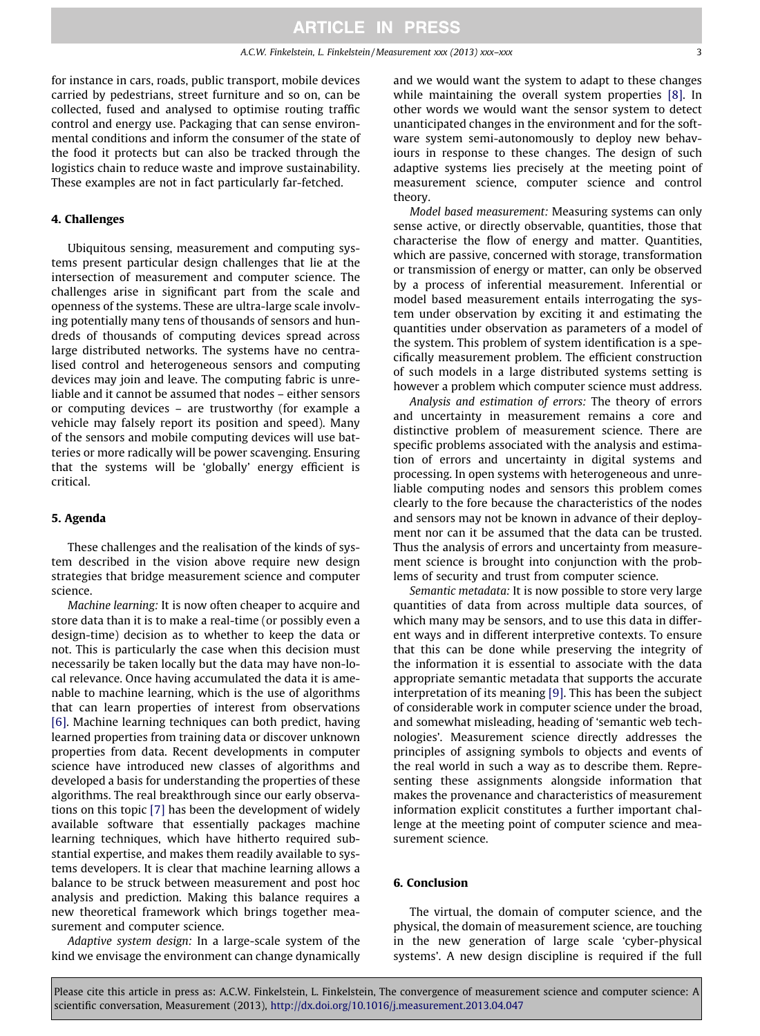for instance in cars, roads, public transport, mobile devices carried by pedestrians, street furniture and so on, can be collected, fused and analysed to optimise routing traffic control and energy use. Packaging that can sense environmental conditions and inform the consumer of the state of the food it protects but can also be tracked through the logistics chain to reduce waste and improve sustainability. These examples are not in fact particularly far-fetched.

## 4. Challenges

Ubiquitous sensing, measurement and computing systems present particular design challenges that lie at the intersection of measurement and computer science. The challenges arise in significant part from the scale and openness of the systems. These are ultra-large scale involving potentially many tens of thousands of sensors and hundreds of thousands of computing devices spread across large distributed networks. The systems have no centralised control and heterogeneous sensors and computing devices may join and leave. The computing fabric is unreliable and it cannot be assumed that nodes – either sensors or computing devices – are trustworthy (for example a vehicle may falsely report its position and speed). Many of the sensors and mobile computing devices will use batteries or more radically will be power scavenging. Ensuring that the systems will be 'globally' energy efficient is critical.

## 5. Agenda

These challenges and the realisation of the kinds of system described in the vision above require new design strategies that bridge measurement science and computer science.

*Machine learning:* It is now often cheaper to acquire and store data than it is to make a real-time (or possibly even a design-time) decision as to whether to keep the data or not. This is particularly the case when this decision must necessarily be taken locally but the data may have non-local relevance. Once having accumulated the data it is amenable to machine learning, which is the use of algorithms that can learn properties of interest from observations [6]. Machine learning techniques can both predict, having learned properties from training data or discover unknown properties from data. Recent developments in computer science have introduced new classes of algorithms and developed a basis for understanding the properties of these algorithms. The real breakthrough since our early observations on this topic [7] has been the development of widely available software that essentially packages machine learning techniques, which have hitherto required substantial expertise, and makes them readily available to systems developers. It is clear that machine learning allows a balance to be struck between measurement and post hoc analysis and prediction. Making this balance requires a new theoretical framework which brings together measurement and computer science.

*Adaptive system design:* In a large-scale system of the kind we envisage the environment can change dynamically and we would want the system to adapt to these changes while maintaining the overall system properties [8]. In other words we would want the sensor system to detect unanticipated changes in the environment and for the software system semi-autonomously to deploy new behaviours in response to these changes. The design of such adaptive systems lies precisely at the meeting point of measurement science, computer science and control theory.

*Model based measurement:* Measuring systems can only sense active, or directly observable, quantities, those that characterise the flow of energy and matter. Quantities, which are passive, concerned with storage, transformation or transmission of energy or matter, can only be observed by a process of inferential measurement. Inferential or model based measurement entails interrogating the system under observation by exciting it and estimating the quantities under observation as parameters of a model of the system. This problem of system identification is a specifically measurement problem. The efficient construction of such models in a large distributed systems setting is however a problem which computer science must address.

*Analysis and estimation of errors:* The theory of errors and uncertainty in measurement remains a core and distinctive problem of measurement science. There are specific problems associated with the analysis and estimation of errors and uncertainty in digital systems and processing. In open systems with heterogeneous and unreliable computing nodes and sensors this problem comes clearly to the fore because the characteristics of the nodes and sensors may not be known in advance of their deployment nor can it be assumed that the data can be trusted. Thus the analysis of errors and uncertainty from measurement science is brought into conjunction with the problems of security and trust from computer science.

*Semantic metadata:* It is now possible to store very large quantities of data from across multiple data sources, of which many may be sensors, and to use this data in different ways and in different interpretive contexts. To ensure that this can be done while preserving the integrity of the information it is essential to associate with the data appropriate semantic metadata that supports the accurate interpretation of its meaning [9]. This has been the subject of considerable work in computer science under the broad, and somewhat misleading, heading of 'semantic web technologies'. Measurement science directly addresses the principles of assigning symbols to objects and events of the real world in such a way as to describe them. Representing these assignments alongside information that makes the provenance and characteristics of measurement information explicit constitutes a further important challenge at the meeting point of computer science and measurement science.

## 6. Conclusion

The virtual, the domain of computer science, and the physical, the domain of measurement science, are touching in the new generation of large scale 'cyber-physical systems'. A new design discipline is required if the full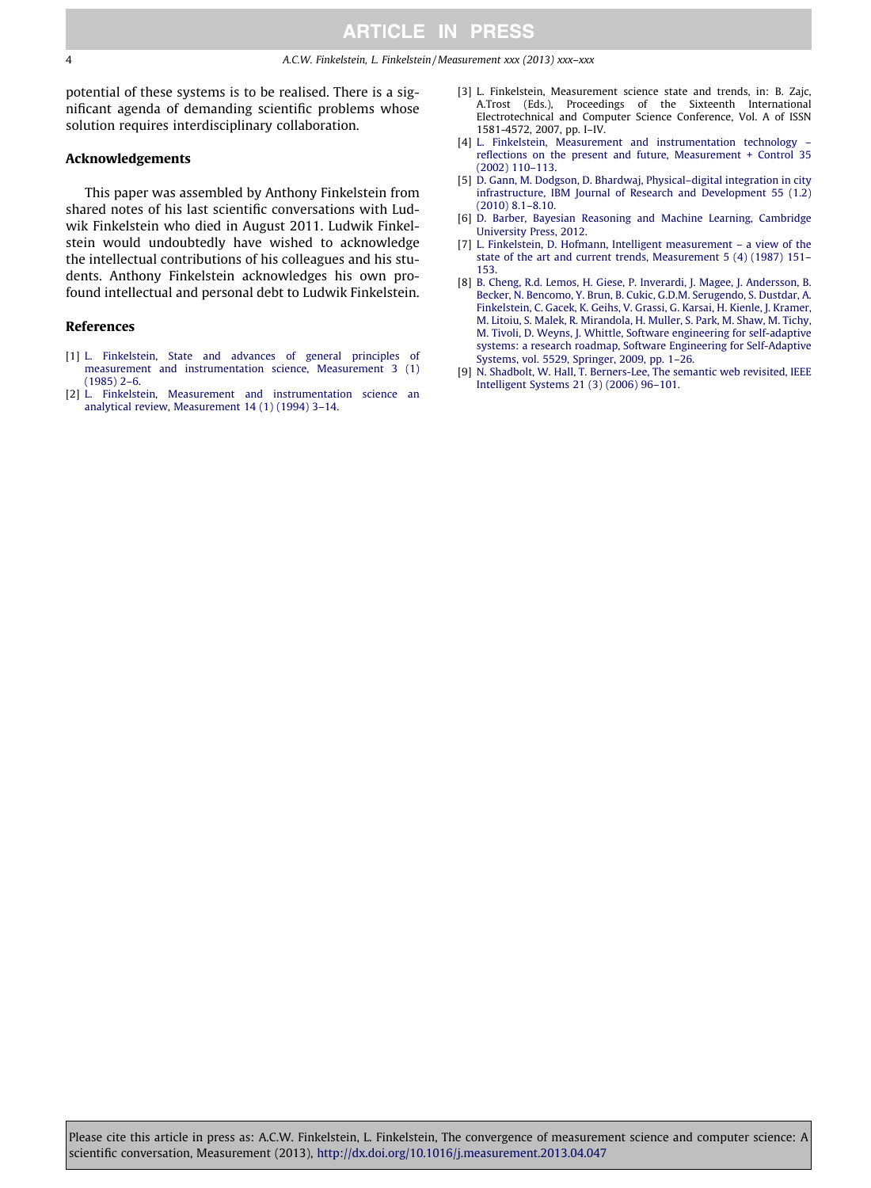potential of these systems is to be realised. There is a significant agenda of demanding scientific problems whose solution requires interdisciplinary collaboration.

## Acknowledgements

This paper was assembled by Anthony Finkelstein from shared notes of his last scientific conversations with Ludwik Finkelstein who died in August 2011. Ludwik Finkelstein would undoubtedly have wished to acknowledge the intellectual contributions of his colleagues and his students. Anthony Finkelstein acknowledges his own profound intellectual and personal debt to Ludwik Finkelstein.

## References

[1] L. Finkelstein, State and advances of general principles of measurement and instrumentation science, Measurement 3 (1) (1985) 2–6.

[2] L. Finkelstein, Measurement and instrumentation science an analytical review, Measurement 14 (1) (1994) 3–14.

[3] L. Finkelstein, Measurement science state and trends, in: B. Zajc, A.Trost (Eds.), Proceedings of the Sixteenth International Electrotechnical and Computer Science Conference, Vol. A of ISSN 1581-4572, 2007, pp. I–IV.

[4] L. Finkelstein, Measurement and instrumentation technology – reflections on the present and future, Measurement + Control 35 (2002) 110–113.

[5] D. Gann, M. Dodgson, D. Bhardwaj, Physical–digital integration in city infrastructure, IBM Journal of Research and Development 55 (1.2) (2010) 8.1–8.10.

[6] D. Barber, Bayesian Reasoning and Machine Learning, Cambridge University Press, 2012.

[7] L. Finkelstein, D. Hofmann, Intelligent measurement – a view of the state of the art and current trends, Measurement 5 (4) (1987) 151–153.

[8] B. Cheng, R.d. Lemos, H. Giese, P. Inverardi, J. Magee, J. Andersson, B. Becker, N. Bencomo, Y. Brun, B. Cukic, G.D.M. Serugendo, S. Dustdar, A. Finkelstein, C. Gacek, K. Geihs, V. Grassi, G. Karsai, H. Kienle, J. Kramer, M. Litoiu, S. Malek, R. Mirandola, H. Muller, S. Park, M. Shaw, M. Tichy, M. Tivoli, D. Weyns, J. Whittle, Software engineering for self-adaptive systems: a research roadmap, Software Engineering for Self-Adaptive Systems, vol. 5529, Springer, 2009, pp. 1–26.

[9] N. Shadbolt, W. Hall, T. Berners-Lee, The semantic web revisited, IEEE Intelligent Systems 21 (3) (2006) 96–101.

Please cite this article in press as: A.C.W. Finkelstein, L. Finkelstein, The convergence of measurement science and computer science: A scientific conversation, Measurement (2013), http://dx.doi.org/10.1016/j.measurement.2013.04.047